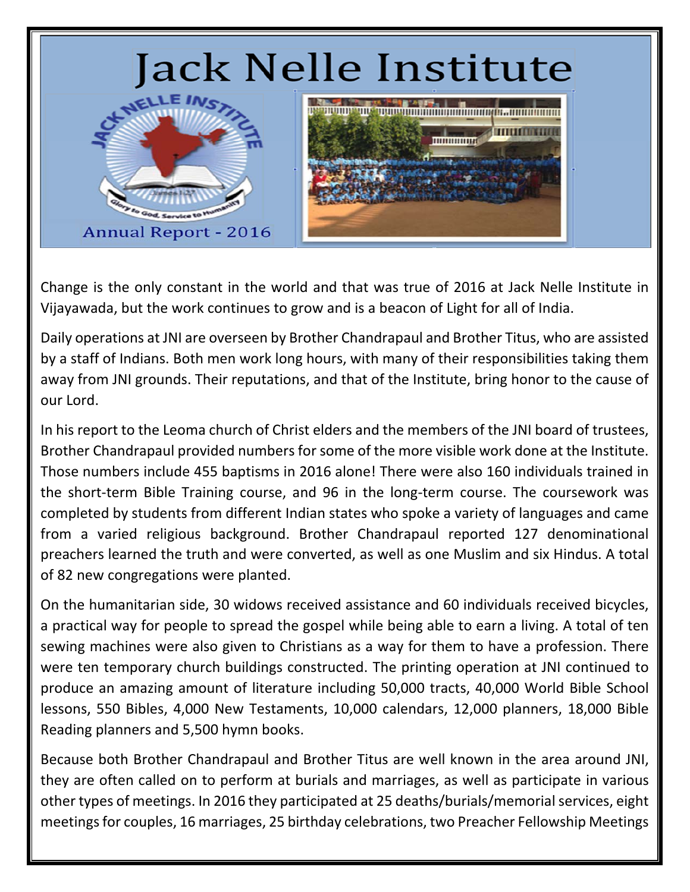# Jack Nelle Institute

Annual Report - 2016

Change is the only constant in the world and that was true of 2016 at Jack Nelle Institute in Vijayawada, but the work continues to grow and is a beacon of Light for all of India.

Daily operations at JNI are overseen by Brother Chandrapaul and Brother Titus, who are assisted by a staff of Indians. Both men work long hours, with many of their responsibilities taking them away from JNI grounds. Their reputations, and that of the Institute, bring honor to the cause of our Lord.

In his report to the Leoma church of Christ elders and the members of the JNI board of trustees, Brother Chandrapaul provided numbers for some of the more visible work done at the Institute. Those numbers include 455 baptisms in 2016 alone! There were also 160 individuals trained in the short-term Bible Training course, and 96 in the long-term course. The coursework was completed by students from different Indian states who spoke a variety of languages and came from a varied religious background. Brother Chandrapaul reported 127 denominational preachers learned the truth and were converted, as well as one Muslim and six Hindus. A total of 82 new congregations were planted.

On the humanitarian side, 30 widows received assistance and 60 individuals received bicycles, a practical way for people to spread the gospel while being able to earn a living. A total of ten sewing machines were also given to Christians as a way for them to have a profession. There were ten temporary church buildings constructed. The printing operation at JNI continued to produce an amazing amount of literature including 50,000 tracts, 40,000 World Bible School lessons, 550 Bibles, 4,000 New Testaments, 10,000 calendars, 12,000 planners, 18,000 Bible Reading planners and 5,500 hymn books.

Because both Brother Chandrapaul and Brother Titus are well known in the area around JNI, they are often called on to perform at burials and marriages, as well as participate in various other types of meetings. In 2016 they participated at 25 deaths/burials/memorial services, eight meetings for couples, 16 marriages, 25 birthday celebrations, two Preacher Fellowship Meetings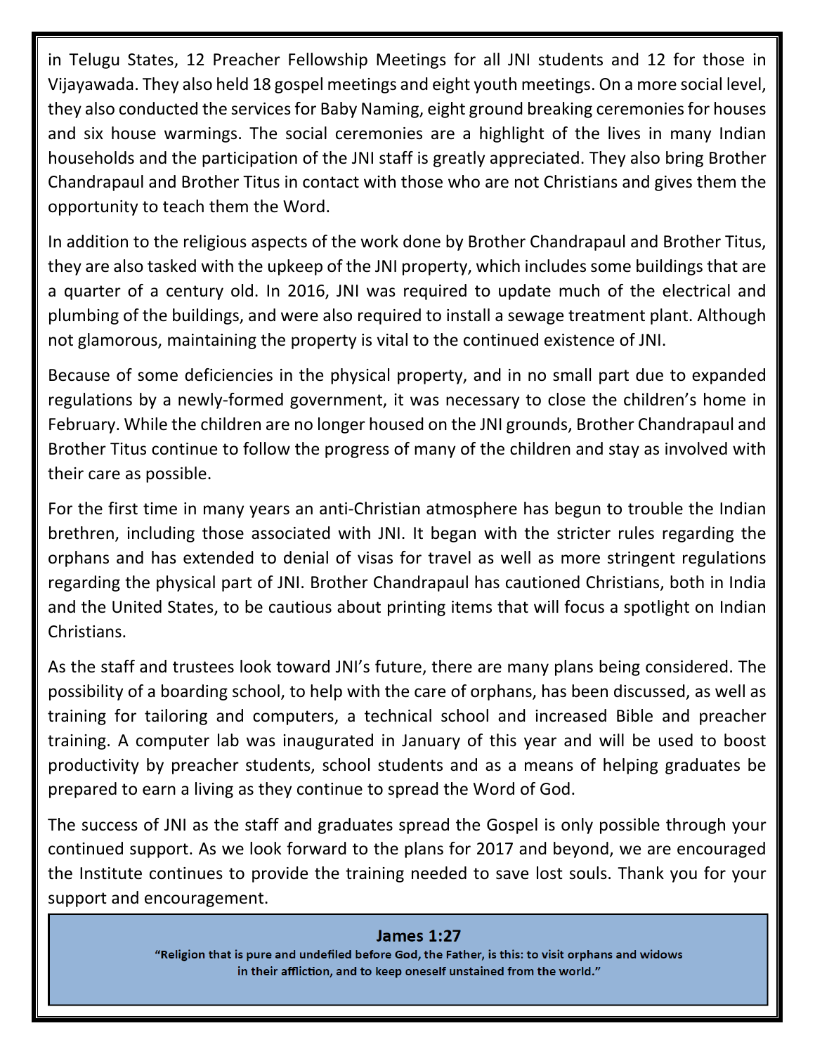in Telugu States, 12 Preacher Fellowship Meetings for all JNI students and 12 for those in Vijayawada. They also held 18 gospel meetings and eight youth meetings. On a more social level, they also conducted the services for Baby Naming, eight ground breaking ceremonies for houses and six house warmings. The social ceremonies are a highlight of the lives in many Indian households and the participation of the JNI staff is greatly appreciated. They also bring Brother Chandrapaul and Brother Titus in contact with those who are not Christians and gives them the opportunity to teach them the Word.

In addition to the religious aspects of the work done by Brother Chandrapaul and Brother Titus, they are also tasked with the upkeep of the JNI property, which includes some buildings that are a quarter of a century old. In 2016, JNI was required to update much of the electrical and plumbing of the buildings, and were also required to install a sewage treatment plant. Although not glamorous, maintaining the property is vital to the continued existence of JNI.

Because of some deficiencies in the physical property, and in no small part due to expanded regulations by a newly-formed government, it was necessary to close the children's home in February. While the children are no longer housed on the JNI grounds, Brother Chandrapaul and Brother Titus continue to follow the progress of many of the children and stay as involved with their care as possible.

For the first time in many years an anti-Christian atmosphere has begun to trouble the Indian brethren, including those associated with JNI. It began with the stricter rules regarding the orphans and has extended to denial of visas for travel as well as more stringent regulations regarding the physical part of JNI. Brother Chandrapaul has cautioned Christians, both in India and the United States, to be cautious about printing items that will focus a spotlight on Indian Christians.

As the staff and trustees look toward JNI's future, there are many plans being considered. The possibility of a boarding school, to help with the care of orphans, has been discussed, as well as training for tailoring and computers, a technical school and increased Bible and preacher training. A computer lab was inaugurated in January of this year and will be used to boost productivity by preacher students, school students and as a means of helping graduates be prepared to earn a living as they continue to spread the Word of God.

The success of JNI as the staff and graduates spread the Gospel is only possible through your continued support. As we look forward to the plans for 2017 and beyond, we are encouraged the Institute continues to provide the training needed to save lost souls. Thank you for your support and encouragement.

**James 1:27**

**"Religion that is pure and undefiled before God, the Father, is this: to visit orphans and widows in their affliction, and to keep oneself unstained from the world."**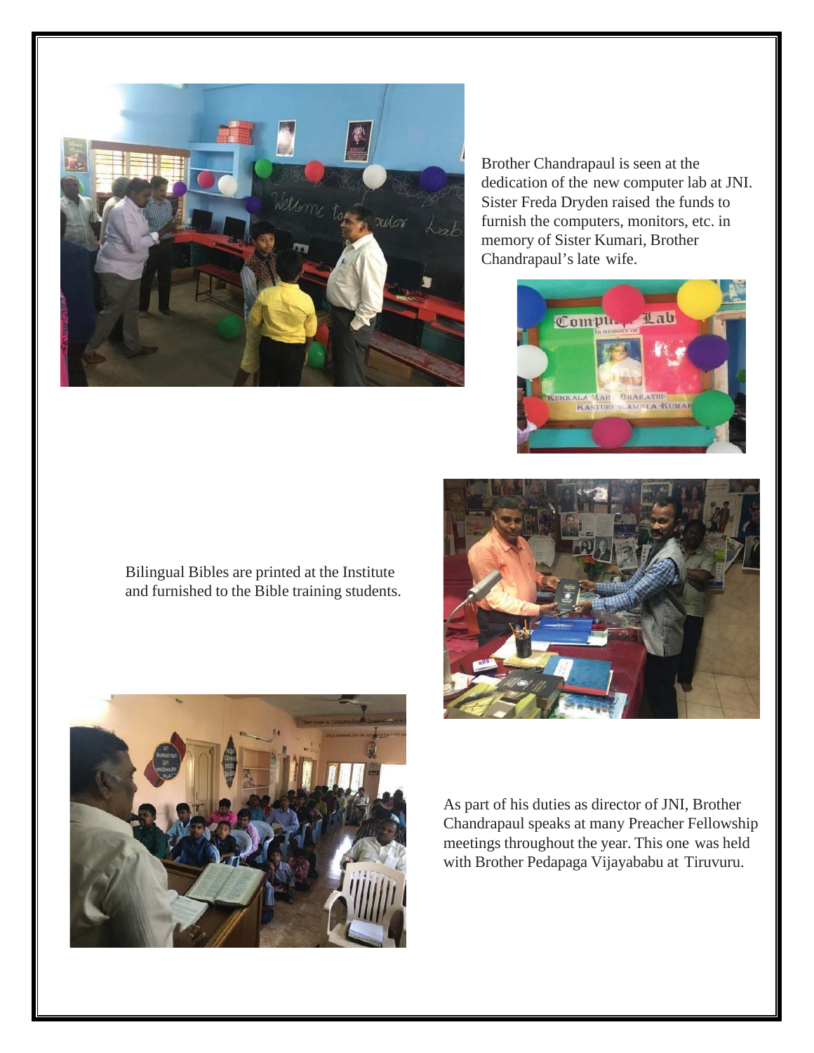Brother Chandrapaul is seen at the dedication of the new computer lab at JNI. Sister Freda Dryden raised the funds to furnish the computers, monitors, etc. in memory of Sister Kumari, Brother Chandrapaul's late wife.

Bilingual Bibles are printed at the Institute and furnished to the Bible training students.

As part of his duties as director of JNI, Brother Chandrapaul speaks at many Preacher Fellowship meetings throughout the year. This one was held with Brother Pedapaga Vijayababu at Tiruvuru.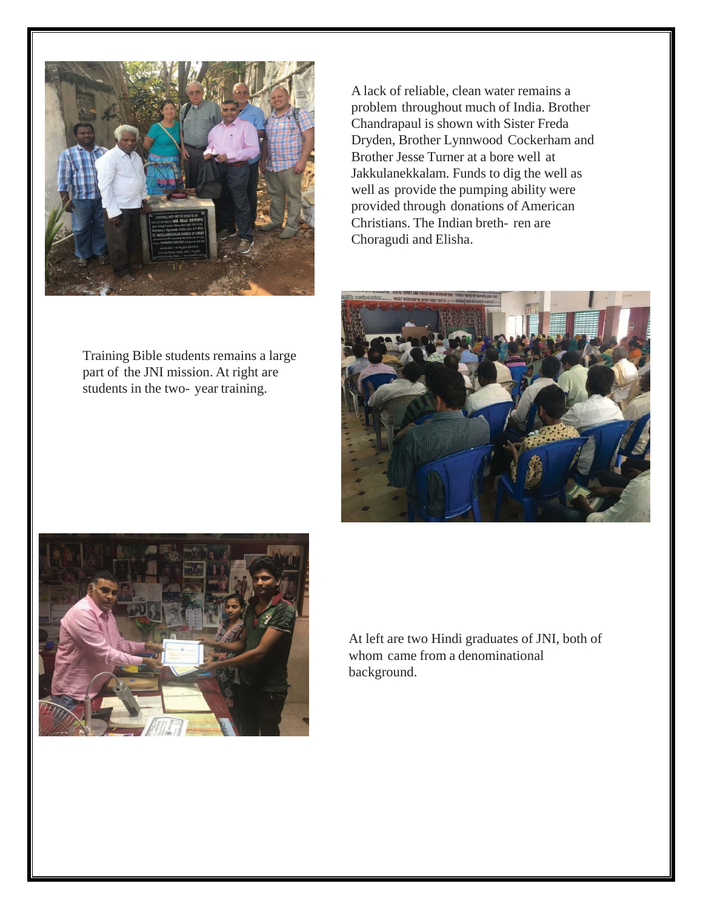A lack of reliable, clean water remains a problem throughout much of India. Brother Chandrapaul is shown with Sister Freda Dryden, Brother Lynnwood Cockerham and Brother Jesse Turner at a bore well at Jakkulanekkalam. Funds to dig the well as well as provide the pumping ability were provided through donations of American Christians. The Indian breth- ren are Choragudi and Elisha.

Training Bible students remains a large part of the JNI mission. At right are students in the two- year training.

At left are two Hindi graduates of JNI, both of whom came from a denominational background.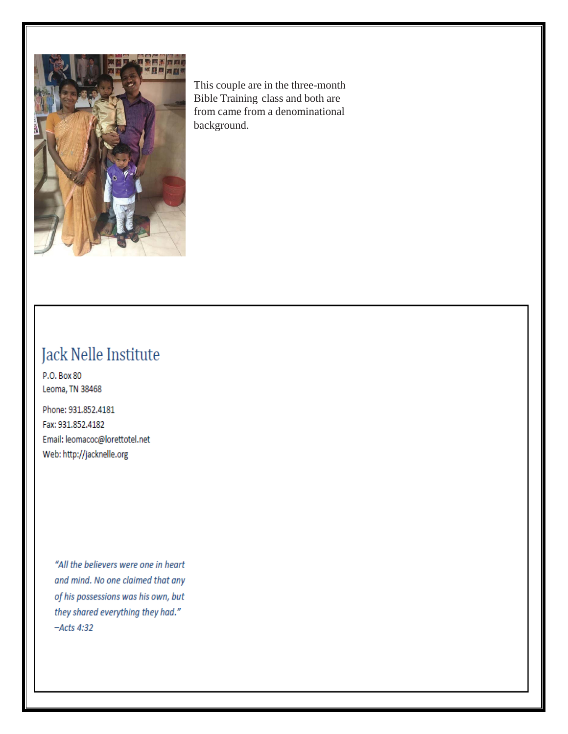This couple are in the three-month Bible Training class and both are from came from a denominational background.

# Jack Nelle Institute

P.O. Box 80
Leoma, TN 38468

Phone: 931.852.4181
Fax: 931.852.4182
Email: leomacoc@lorettotel.net
Web: http://jacknelle.org

*"All the believers were one in heart and mind. No one claimed that any of his possessions was his own, but they shared everything they had."*
*–Acts 4:32*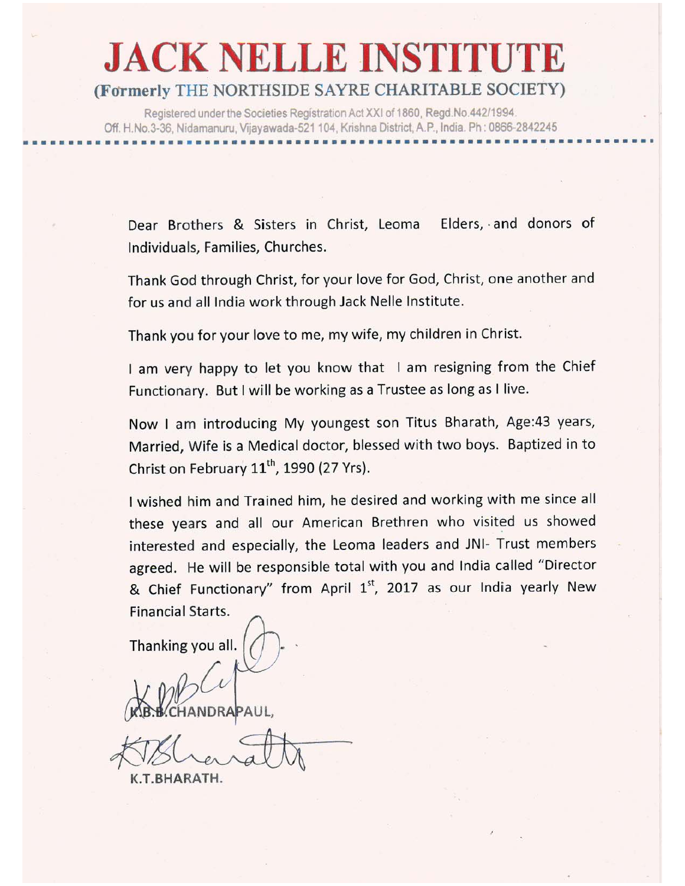# JACK NELLE INSTITUTE

**(Formerly THE NORTHSIDE SAYRE CHARITABLE SOCIETY)**

Registered under the Societies Registration Act XXI of 1860, Regd.No.442/1994.
Off. H.No.3-36, Nidamanuru, Vijayawada-521 104, Krishna District, A.P., India. Ph : 0866-2842245

Dear Brothers & Sisters in Christ, Leoma Elders, and donors of Individuals, Families, Churches.

Thank God through Christ, for your love for God, Christ, one another and for us and all India work through Jack Nelle Institute.

Thank you for your love to me, my wife, my children in Christ.

I am very happy to let you know that I am resigning from the Chief Functionary. But I will be working as a Trustee as long as I live.

Now I am introducing My youngest son Titus Bharath, Age:43 years, Married, Wife is a Medical doctor, blessed with two boys. Baptized in to Christ on February 11th, 1990 (27 Yrs).

I wished him and Trained him, he desired and working with me since all these years and all our American Brethren who visited us showed interested and especially, the Leoma leaders and JNI- Trust members agreed. He will be responsible total with you and India called "Director & Chief Functionary" from April 1st, 2017 as our India yearly New Financial Starts.

Thanking you all.

K.B.B.CHANDRAPAUL,

K.T.BHARATH.